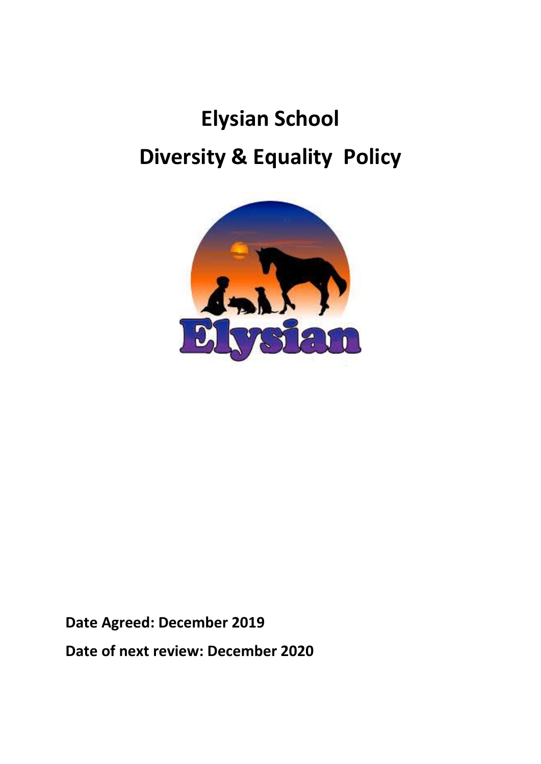# Elysian School
# Diversity & Equality Policy

**Date Agreed: December 2019**

**Date of next review: December 2020**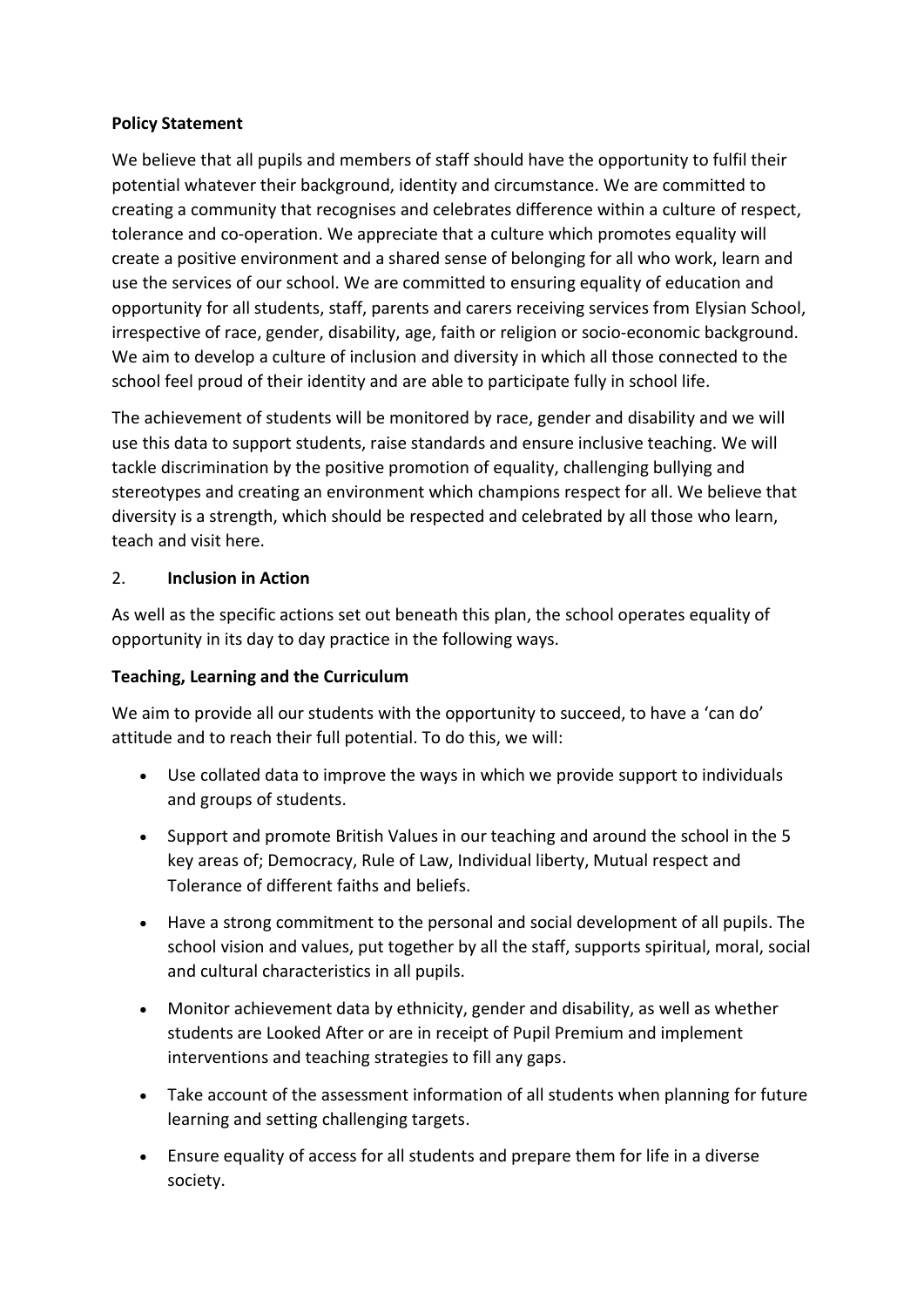**Policy Statement**

We believe that all pupils and members of staff should have the opportunity to fulfil their potential whatever their background, identity and circumstance. We are committed to creating a community that recognises and celebrates difference within a culture of respect, tolerance and co-operation. We appreciate that a culture which promotes equality will create a positive environment and a shared sense of belonging for all who work, learn and use the services of our school. We are committed to ensuring equality of education and opportunity for all students, staff, parents and carers receiving services from Elysian School, irrespective of race, gender, disability, age, faith or religion or socio-economic background. We aim to develop a culture of inclusion and diversity in which all those connected to the school feel proud of their identity and are able to participate fully in school life.

The achievement of students will be monitored by race, gender and disability and we will use this data to support students, raise standards and ensure inclusive teaching. We will tackle discrimination by the positive promotion of equality, challenging bullying and stereotypes and creating an environment which champions respect for all. We believe that diversity is a strength, which should be respected and celebrated by all those who learn, teach and visit here.

## 2. **Inclusion in Action**

As well as the specific actions set out beneath this plan, the school operates equality of opportunity in its day to day practice in the following ways.

**Teaching, Learning and the Curriculum**

We aim to provide all our students with the opportunity to succeed, to have a 'can do' attitude and to reach their full potential. To do this, we will:

- Use collated data to improve the ways in which we provide support to individuals and groups of students.
- Support and promote British Values in our teaching and around the school in the 5 key areas of; Democracy, Rule of Law, Individual liberty, Mutual respect and Tolerance of different faiths and beliefs.
- Have a strong commitment to the personal and social development of all pupils. The school vision and values, put together by all the staff, supports spiritual, moral, social and cultural characteristics in all pupils.
- Monitor achievement data by ethnicity, gender and disability, as well as whether students are Looked After or are in receipt of Pupil Premium and implement interventions and teaching strategies to fill any gaps.
- Take account of the assessment information of all students when planning for future learning and setting challenging targets.
- Ensure equality of access for all students and prepare them for life in a diverse society.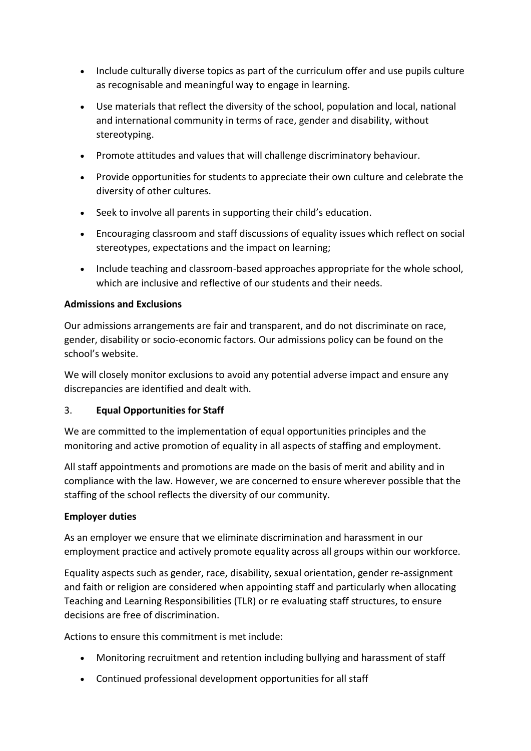- Include culturally diverse topics as part of the curriculum offer and use pupils culture as recognisable and meaningful way to engage in learning.
- Use materials that reflect the diversity of the school, population and local, national and international community in terms of race, gender and disability, without stereotyping.
- Promote attitudes and values that will challenge discriminatory behaviour.
- Provide opportunities for students to appreciate their own culture and celebrate the diversity of other cultures.
- Seek to involve all parents in supporting their child's education.
- Encouraging classroom and staff discussions of equality issues which reflect on social stereotypes, expectations and the impact on learning;
- Include teaching and classroom-based approaches appropriate for the whole school, which are inclusive and reflective of our students and their needs.

**Admissions and Exclusions**

Our admissions arrangements are fair and transparent, and do not discriminate on race, gender, disability or socio-economic factors. Our admissions policy can be found on the school's website.

We will closely monitor exclusions to avoid any potential adverse impact and ensure any discrepancies are identified and dealt with.

3. **Equal Opportunities for Staff**

We are committed to the implementation of equal opportunities principles and the monitoring and active promotion of equality in all aspects of staffing and employment.

All staff appointments and promotions are made on the basis of merit and ability and in compliance with the law. However, we are concerned to ensure wherever possible that the staffing of the school reflects the diversity of our community.

**Employer duties**

As an employer we ensure that we eliminate discrimination and harassment in our employment practice and actively promote equality across all groups within our workforce.

Equality aspects such as gender, race, disability, sexual orientation, gender re-assignment and faith or religion are considered when appointing staff and particularly when allocating Teaching and Learning Responsibilities (TLR) or re evaluating staff structures, to ensure decisions are free of discrimination.

Actions to ensure this commitment is met include:

- Monitoring recruitment and retention including bullying and harassment of staff
- Continued professional development opportunities for all staff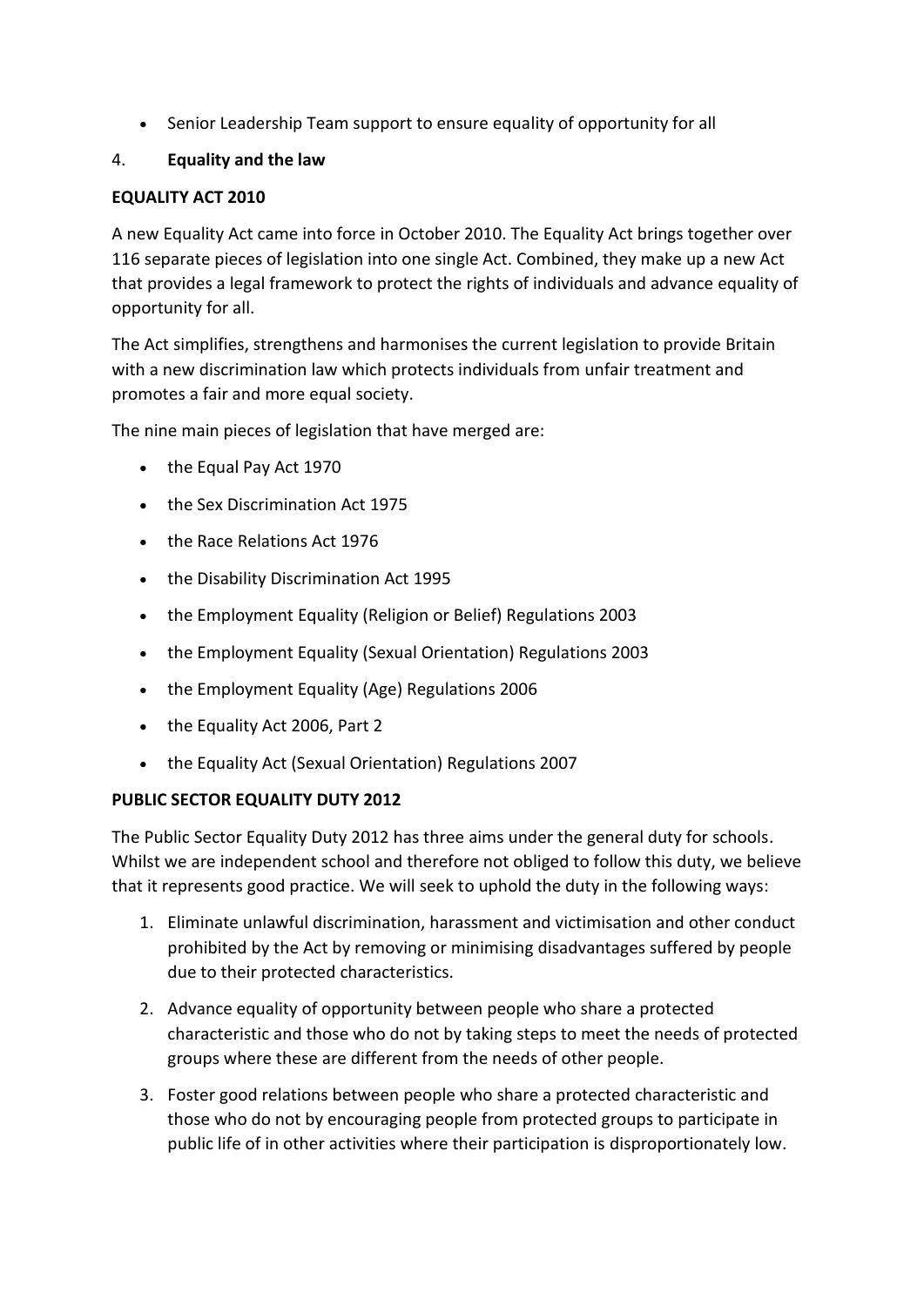- Senior Leadership Team support to ensure equality of opportunity for all

4. **Equality and the law**

**EQUALITY ACT 2010**

A new Equality Act came into force in October 2010. The Equality Act brings together over 116 separate pieces of legislation into one single Act. Combined, they make up a new Act that provides a legal framework to protect the rights of individuals and advance equality of opportunity for all.

The Act simplifies, strengthens and harmonises the current legislation to provide Britain with a new discrimination law which protects individuals from unfair treatment and promotes a fair and more equal society.

The nine main pieces of legislation that have merged are:

- the Equal Pay Act 1970
- the Sex Discrimination Act 1975
- the Race Relations Act 1976
- the Disability Discrimination Act 1995
- the Employment Equality (Religion or Belief) Regulations 2003
- the Employment Equality (Sexual Orientation) Regulations 2003
- the Employment Equality (Age) Regulations 2006
- the Equality Act 2006, Part 2
- the Equality Act (Sexual Orientation) Regulations 2007

**PUBLIC SECTOR EQUALITY DUTY 2012**

The Public Sector Equality Duty 2012 has three aims under the general duty for schools. Whilst we are independent school and therefore not obliged to follow this duty, we believe that it represents good practice. We will seek to uphold the duty in the following ways:

1. Eliminate unlawful discrimination, harassment and victimisation and other conduct prohibited by the Act by removing or minimising disadvantages suffered by people due to their protected characteristics.
2. Advance equality of opportunity between people who share a protected characteristic and those who do not by taking steps to meet the needs of protected groups where these are different from the needs of other people.
3. Foster good relations between people who share a protected characteristic and those who do not by encouraging people from protected groups to participate in public life of in other activities where their participation is disproportionately low.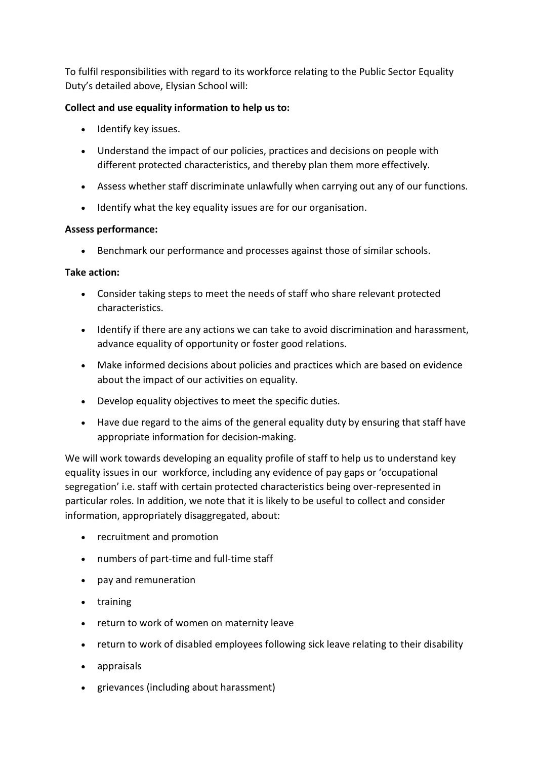To fulfil responsibilities with regard to its workforce relating to the Public Sector Equality Duty's detailed above, Elysian School will:

**Collect and use equality information to help us to:**

- Identify key issues.
- Understand the impact of our policies, practices and decisions on people with different protected characteristics, and thereby plan them more effectively.
- Assess whether staff discriminate unlawfully when carrying out any of our functions.
- Identify what the key equality issues are for our organisation.

**Assess performance:**

- Benchmark our performance and processes against those of similar schools.

**Take action:**

- Consider taking steps to meet the needs of staff who share relevant protected characteristics.
- Identify if there are any actions we can take to avoid discrimination and harassment, advance equality of opportunity or foster good relations.
- Make informed decisions about policies and practices which are based on evidence about the impact of our activities on equality.
- Develop equality objectives to meet the specific duties.
- Have due regard to the aims of the general equality duty by ensuring that staff have appropriate information for decision-making.

We will work towards developing an equality profile of staff to help us to understand key equality issues in our workforce, including any evidence of pay gaps or 'occupational segregation' i.e. staff with certain protected characteristics being over-represented in particular roles. In addition, we note that it is likely to be useful to collect and consider information, appropriately disaggregated, about:

- recruitment and promotion
- numbers of part-time and full-time staff
- pay and remuneration
- training
- return to work of women on maternity leave
- return to work of disabled employees following sick leave relating to their disability
- appraisals
- grievances (including about harassment)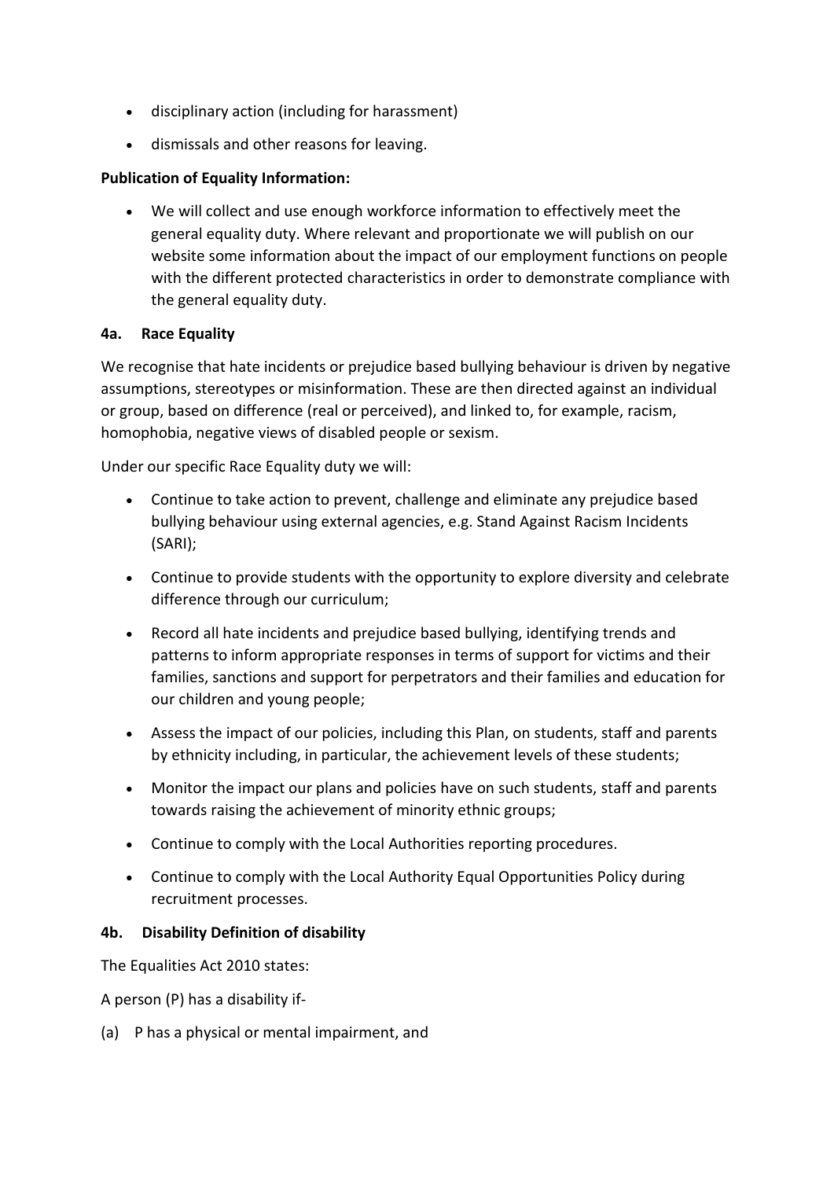- disciplinary action (including for harassment)
- dismissals and other reasons for leaving.

**Publication of Equality Information:**

- We will collect and use enough workforce information to effectively meet the general equality duty. Where relevant and proportionate we will publish on our website some information about the impact of our employment functions on people with the different protected characteristics in order to demonstrate compliance with the general equality duty.

**4a. Race Equality**

We recognise that hate incidents or prejudice based bullying behaviour is driven by negative assumptions, stereotypes or misinformation. These are then directed against an individual or group, based on difference (real or perceived), and linked to, for example, racism, homophobia, negative views of disabled people or sexism.

Under our specific Race Equality duty we will:

- Continue to take action to prevent, challenge and eliminate any prejudice based bullying behaviour using external agencies, e.g. Stand Against Racism Incidents (SARI);
- Continue to provide students with the opportunity to explore diversity and celebrate difference through our curriculum;
- Record all hate incidents and prejudice based bullying, identifying trends and patterns to inform appropriate responses in terms of support for victims and their families, sanctions and support for perpetrators and their families and education for our children and young people;
- Assess the impact of our policies, including this Plan, on students, staff and parents by ethnicity including, in particular, the achievement levels of these students;
- Monitor the impact our plans and policies have on such students, staff and parents towards raising the achievement of minority ethnic groups;
- Continue to comply with the Local Authorities reporting procedures.
- Continue to comply with the Local Authority Equal Opportunities Policy during recruitment processes.

**4b. Disability Definition of disability**

The Equalities Act 2010 states:

A person (P) has a disability if-

(a) P has a physical or mental impairment, and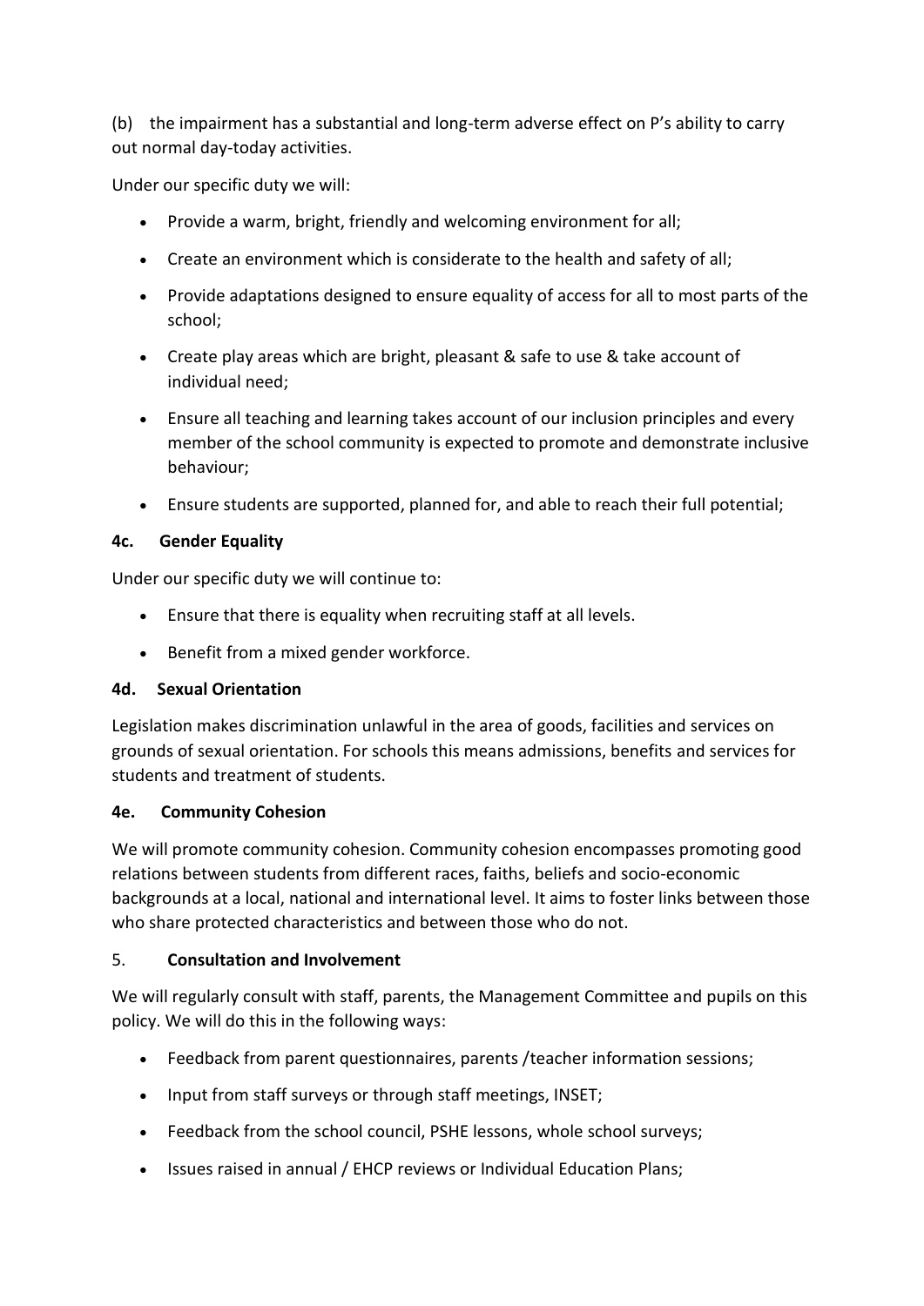(b) the impairment has a substantial and long-term adverse effect on P's ability to carry out normal day-today activities.

Under our specific duty we will:

- Provide a warm, bright, friendly and welcoming environment for all;
- Create an environment which is considerate to the health and safety of all;
- Provide adaptations designed to ensure equality of access for all to most parts of the school;
- Create play areas which are bright, pleasant & safe to use & take account of individual need;
- Ensure all teaching and learning takes account of our inclusion principles and every member of the school community is expected to promote and demonstrate inclusive behaviour;
- Ensure students are supported, planned for, and able to reach their full potential;

### 4c. Gender Equality

Under our specific duty we will continue to:

- Ensure that there is equality when recruiting staff at all levels.
- Benefit from a mixed gender workforce.

### 4d. Sexual Orientation

Legislation makes discrimination unlawful in the area of goods, facilities and services on grounds of sexual orientation. For schools this means admissions, benefits and services for students and treatment of students.

### 4e. Community Cohesion

We will promote community cohesion. Community cohesion encompasses promoting good relations between students from different races, faiths, beliefs and socio-economic backgrounds at a local, national and international level. It aims to foster links between those who share protected characteristics and between those who do not.

## 5. Consultation and Involvement

We will regularly consult with staff, parents, the Management Committee and pupils on this policy. We will do this in the following ways:

- Feedback from parent questionnaires, parents /teacher information sessions;
- Input from staff surveys or through staff meetings, INSET;
- Feedback from the school council, PSHE lessons, whole school surveys;
- Issues raised in annual / EHCP reviews or Individual Education Plans;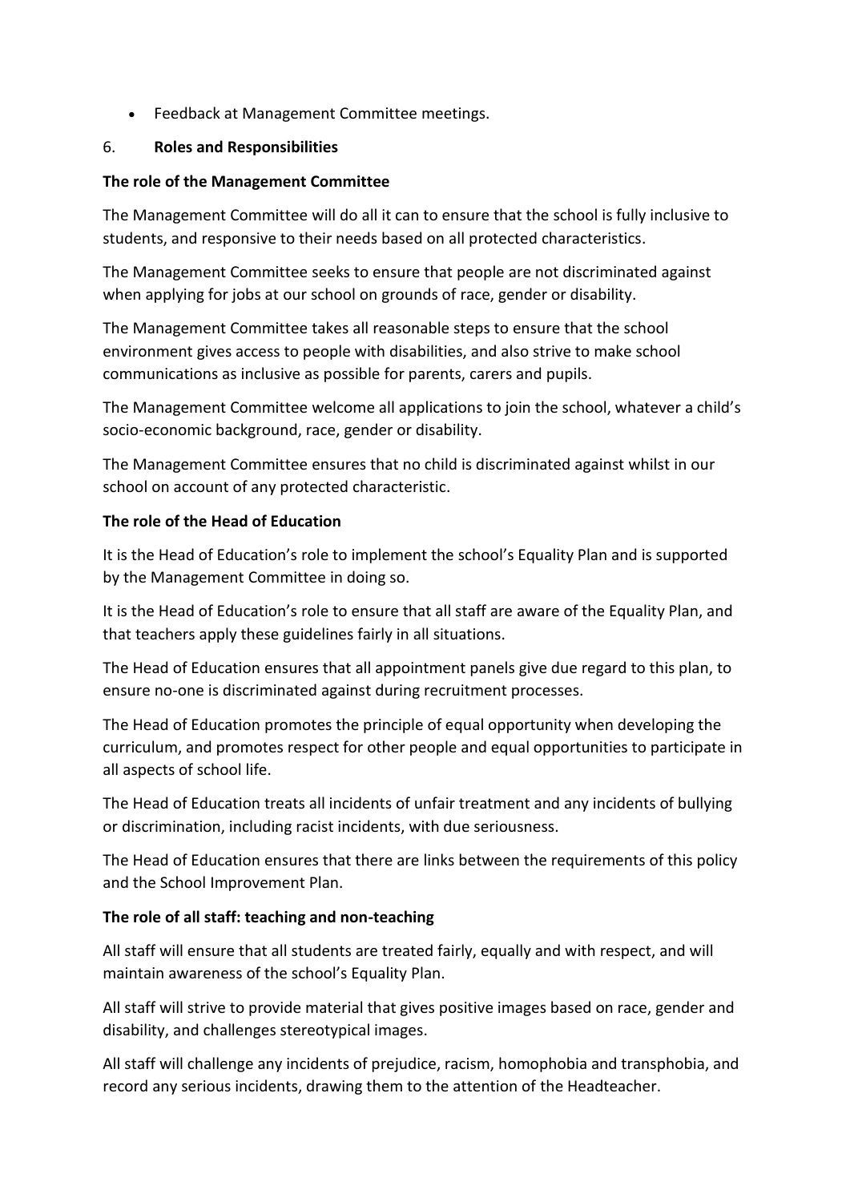- Feedback at Management Committee meetings.

## 6. **Roles and Responsibilities**

### The role of the Management Committee

The Management Committee will do all it can to ensure that the school is fully inclusive to students, and responsive to their needs based on all protected characteristics.

The Management Committee seeks to ensure that people are not discriminated against when applying for jobs at our school on grounds of race, gender or disability.

The Management Committee takes all reasonable steps to ensure that the school environment gives access to people with disabilities, and also strive to make school communications as inclusive as possible for parents, carers and pupils.

The Management Committee welcome all applications to join the school, whatever a child's socio-economic background, race, gender or disability.

The Management Committee ensures that no child is discriminated against whilst in our school on account of any protected characteristic.

### The role of the Head of Education

It is the Head of Education's role to implement the school's Equality Plan and is supported by the Management Committee in doing so.

It is the Head of Education's role to ensure that all staff are aware of the Equality Plan, and that teachers apply these guidelines fairly in all situations.

The Head of Education ensures that all appointment panels give due regard to this plan, to ensure no-one is discriminated against during recruitment processes.

The Head of Education promotes the principle of equal opportunity when developing the curriculum, and promotes respect for other people and equal opportunities to participate in all aspects of school life.

The Head of Education treats all incidents of unfair treatment and any incidents of bullying or discrimination, including racist incidents, with due seriousness.

The Head of Education ensures that there are links between the requirements of this policy and the School Improvement Plan.

### The role of all staff: teaching and non-teaching

All staff will ensure that all students are treated fairly, equally and with respect, and will maintain awareness of the school's Equality Plan.

All staff will strive to provide material that gives positive images based on race, gender and disability, and challenges stereotypical images.

All staff will challenge any incidents of prejudice, racism, homophobia and transphobia, and record any serious incidents, drawing them to the attention of the Headteacher.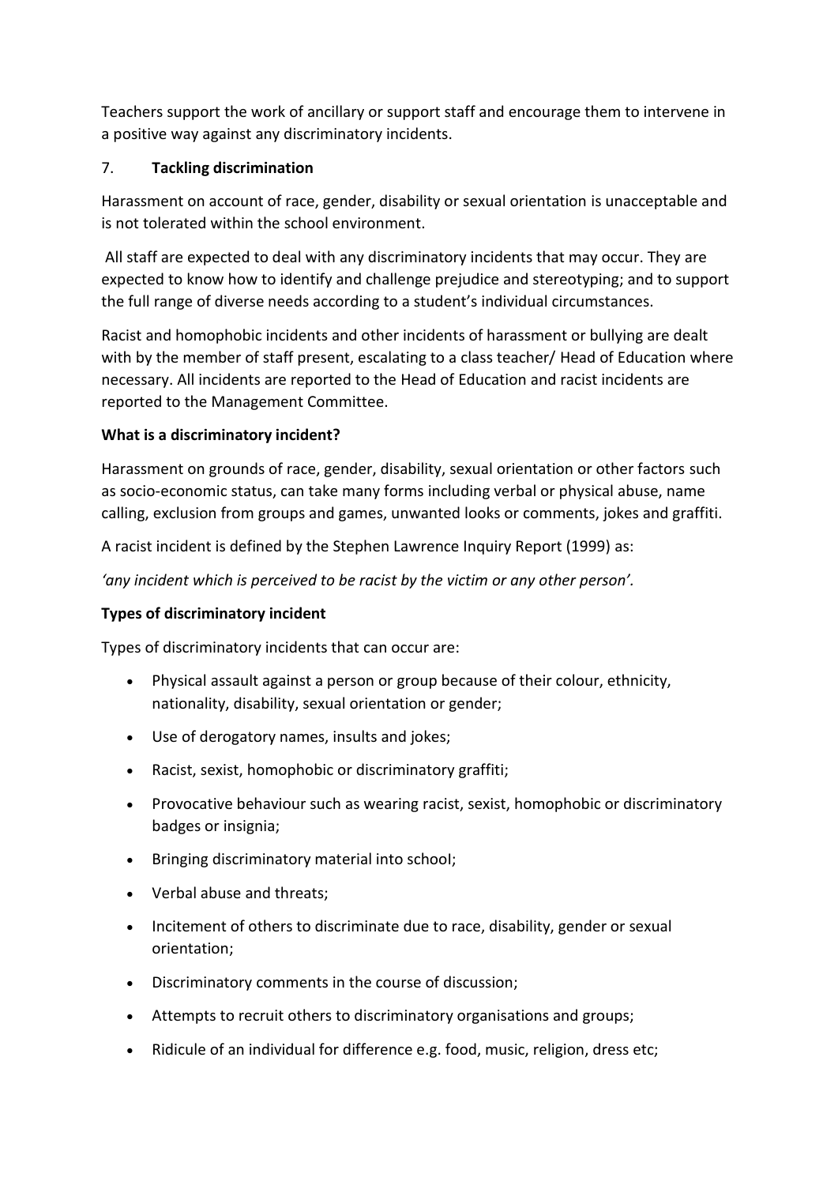Teachers support the work of ancillary or support staff and encourage them to intervene in a positive way against any discriminatory incidents.

## 7. Tackling discrimination

Harassment on account of race, gender, disability or sexual orientation is unacceptable and is not tolerated within the school environment.

All staff are expected to deal with any discriminatory incidents that may occur. They are expected to know how to identify and challenge prejudice and stereotyping; and to support the full range of diverse needs according to a student's individual circumstances.

Racist and homophobic incidents and other incidents of harassment or bullying are dealt with by the member of staff present, escalating to a class teacher/ Head of Education where necessary. All incidents are reported to the Head of Education and racist incidents are reported to the Management Committee.

### What is a discriminatory incident?

Harassment on grounds of race, gender, disability, sexual orientation or other factors such as socio-economic status, can take many forms including verbal or physical abuse, name calling, exclusion from groups and games, unwanted looks or comments, jokes and graffiti.

A racist incident is defined by the Stephen Lawrence Inquiry Report (1999) as:

*'any incident which is perceived to be racist by the victim or any other person'.*

### Types of discriminatory incident

Types of discriminatory incidents that can occur are:

- Physical assault against a person or group because of their colour, ethnicity, nationality, disability, sexual orientation or gender;
- Use of derogatory names, insults and jokes;
- Racist, sexist, homophobic or discriminatory graffiti;
- Provocative behaviour such as wearing racist, sexist, homophobic or discriminatory badges or insignia;
- Bringing discriminatory material into school;
- Verbal abuse and threats;
- Incitement of others to discriminate due to race, disability, gender or sexual orientation;
- Discriminatory comments in the course of discussion;
- Attempts to recruit others to discriminatory organisations and groups;
- Ridicule of an individual for difference e.g. food, music, religion, dress etc;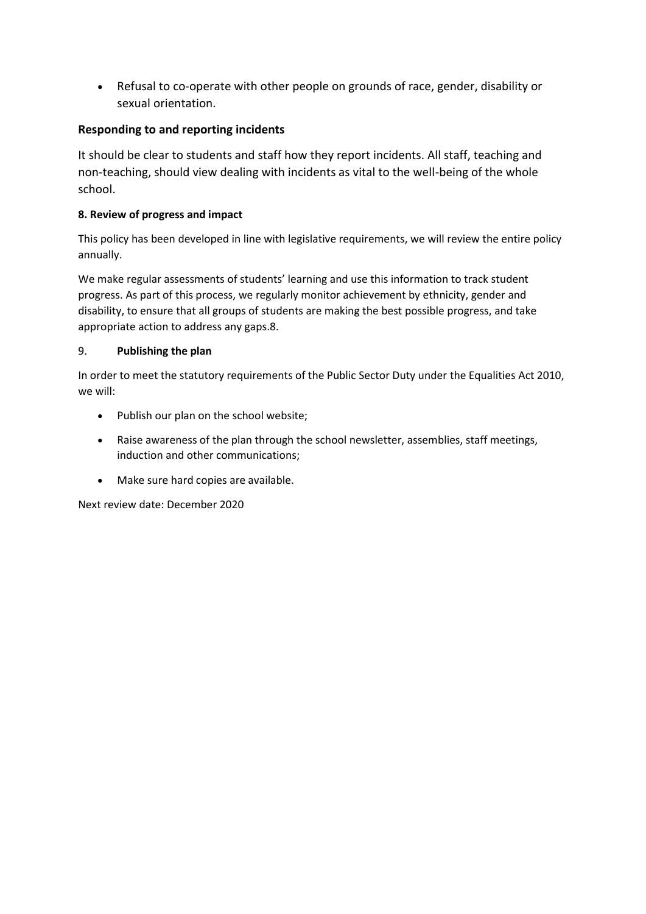- Refusal to co-operate with other people on grounds of race, gender, disability or sexual orientation.

### Responding to and reporting incidents

It should be clear to students and staff how they report incidents. All staff, teaching and non-teaching, should view dealing with incidents as vital to the well-being of the whole school.

**8. Review of progress and impact**

This policy has been developed in line with legislative requirements, we will review the entire policy annually.

We make regular assessments of students' learning and use this information to track student progress. As part of this process, we regularly monitor achievement by ethnicity, gender and disability, to ensure that all groups of students are making the best possible progress, and take appropriate action to address any gaps.8.

9. **Publishing the plan**

In order to meet the statutory requirements of the Public Sector Duty under the Equalities Act 2010, we will:

- Publish our plan on the school website;
- Raise awareness of the plan through the school newsletter, assemblies, staff meetings, induction and other communications;
- Make sure hard copies are available.

Next review date: December 2020